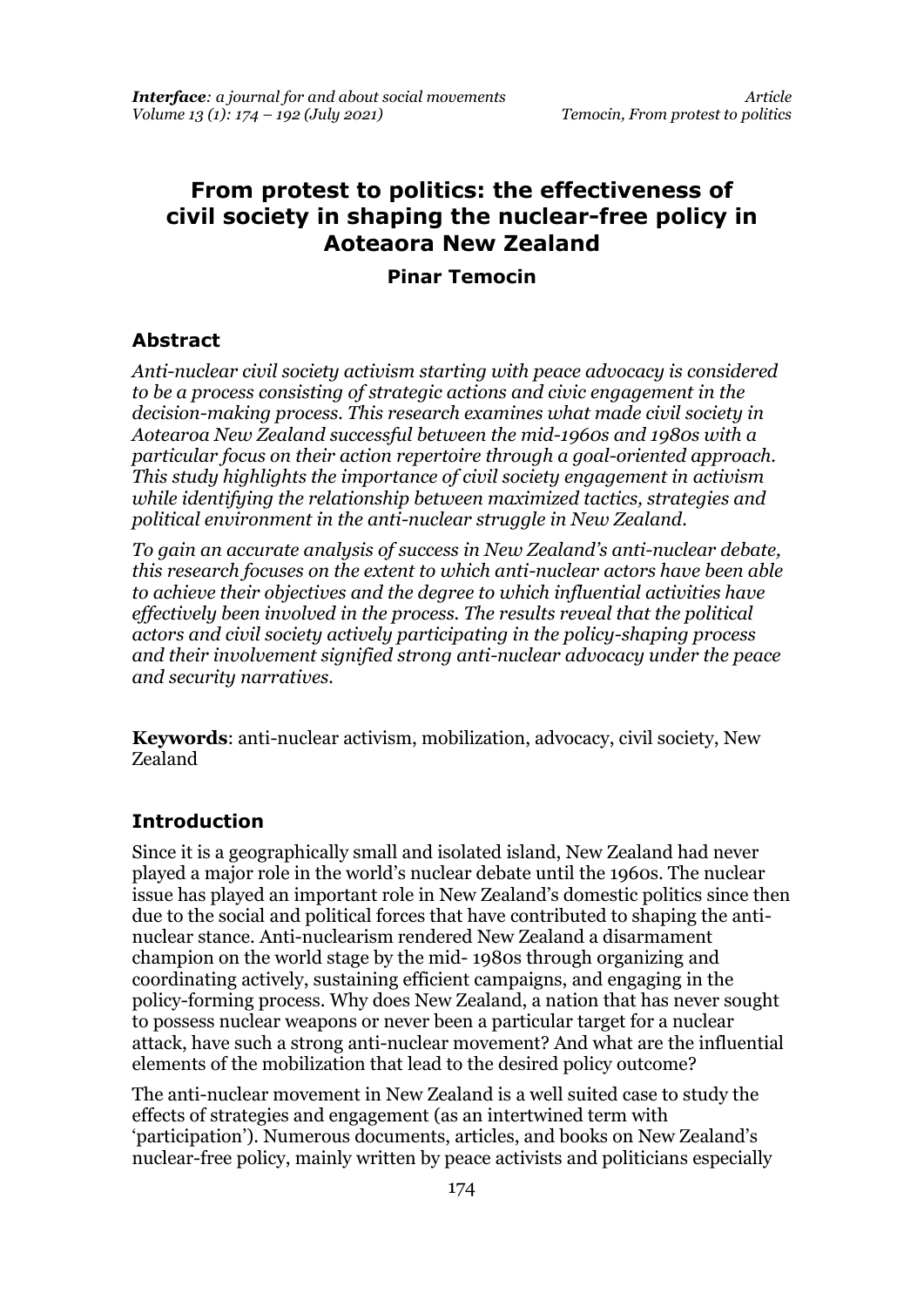# From protest to politics: the effectiveness of civil society in shaping the nuclear-free policy in Aoteaora New Zealand

**Pinar Temocin**

## Abstract

*Anti-nuclear civil society activism starting with peace advocacy is considered to be a process consisting of strategic actions and civic engagement in the decision-making process. This research examines what made civil society in Aotearoa New Zealand successful between the mid-1960s and 1980s with a particular focus on their action repertoire through a goal-oriented approach. This study highlights the importance of civil society engagement in activism while identifying the relationship between maximized tactics, strategies and political environment in the anti-nuclear struggle in New Zealand.*

*To gain an accurate analysis of success in New Zealand's anti-nuclear debate, this research focuses on the extent to which anti-nuclear actors have been able to achieve their objectives and the degree to which influential activities have effectively been involved in the process. The results reveal that the political actors and civil society actively participating in the policy-shaping process and their involvement signified strong anti-nuclear advocacy under the peace and security narratives.*

**Keywords**: anti-nuclear activism, mobilization, advocacy, civil society, New Zealand

## Introduction

Since it is a geographically small and isolated island, New Zealand had never played a major role in the world's nuclear debate until the 1960s. The nuclear issue has played an important role in New Zealand's domestic politics since then due to the social and political forces that have contributed to shaping the anti-nuclear stance. Anti-nuclearism rendered New Zealand a disarmament champion on the world stage by the mid- 1980s through organizing and coordinating actively, sustaining efficient campaigns, and engaging in the policy-forming process. Why does New Zealand, a nation that has never sought to possess nuclear weapons or never been a particular target for a nuclear attack, have such a strong anti-nuclear movement? And what are the influential elements of the mobilization that lead to the desired policy outcome?

The anti-nuclear movement in New Zealand is a well suited case to study the effects of strategies and engagement (as an intertwined term with 'participation'). Numerous documents, articles, and books on New Zealand's nuclear-free policy, mainly written by peace activists and politicians especially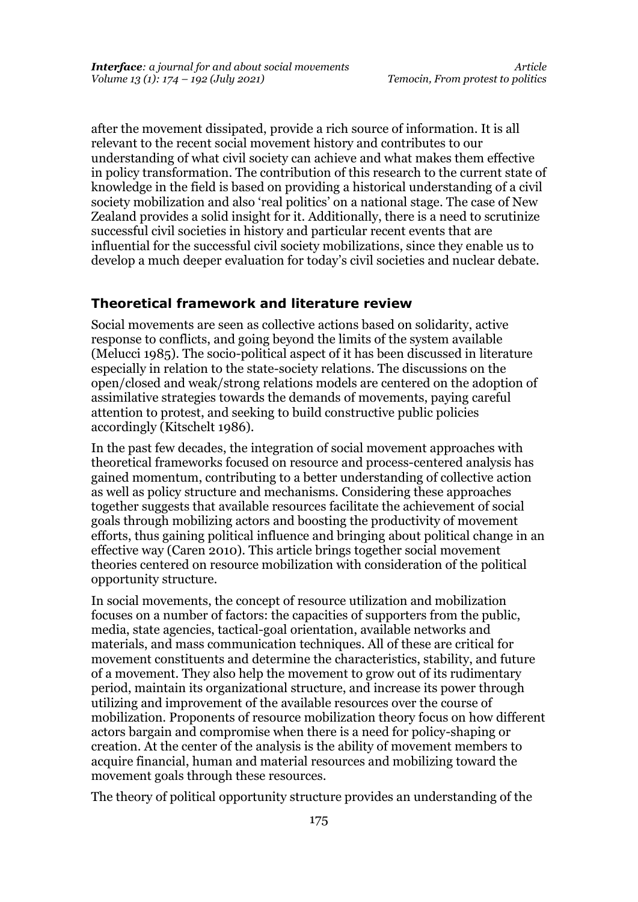after the movement dissipated, provide a rich source of information. It is all relevant to the recent social movement history and contributes to our understanding of what civil society can achieve and what makes them effective in policy transformation. The contribution of this research to the current state of knowledge in the field is based on providing a historical understanding of a civil society mobilization and also 'real politics' on a national stage. The case of New Zealand provides a solid insight for it. Additionally, there is a need to scrutinize successful civil societies in history and particular recent events that are influential for the successful civil society mobilizations, since they enable us to develop a much deeper evaluation for today's civil societies and nuclear debate.

## Theoretical framework and literature review

Social movements are seen as collective actions based on solidarity, active response to conflicts, and going beyond the limits of the system available (Melucci 1985). The socio-political aspect of it has been discussed in literature especially in relation to the state-society relations. The discussions on the open/closed and weak/strong relations models are centered on the adoption of assimilative strategies towards the demands of movements, paying careful attention to protest, and seeking to build constructive public policies accordingly (Kitschelt 1986).

In the past few decades, the integration of social movement approaches with theoretical frameworks focused on resource and process-centered analysis has gained momentum, contributing to a better understanding of collective action as well as policy structure and mechanisms. Considering these approaches together suggests that available resources facilitate the achievement of social goals through mobilizing actors and boosting the productivity of movement efforts, thus gaining political influence and bringing about political change in an effective way (Caren 2010). This article brings together social movement theories centered on resource mobilization with consideration of the political opportunity structure.

In social movements, the concept of resource utilization and mobilization focuses on a number of factors: the capacities of supporters from the public, media, state agencies, tactical-goal orientation, available networks and materials, and mass communication techniques. All of these are critical for movement constituents and determine the characteristics, stability, and future of a movement. They also help the movement to grow out of its rudimentary period, maintain its organizational structure, and increase its power through utilizing and improvement of the available resources over the course of mobilization. Proponents of resource mobilization theory focus on how different actors bargain and compromise when there is a need for policy-shaping or creation. At the center of the analysis is the ability of movement members to acquire financial, human and material resources and mobilizing toward the movement goals through these resources.

The theory of political opportunity structure provides an understanding of the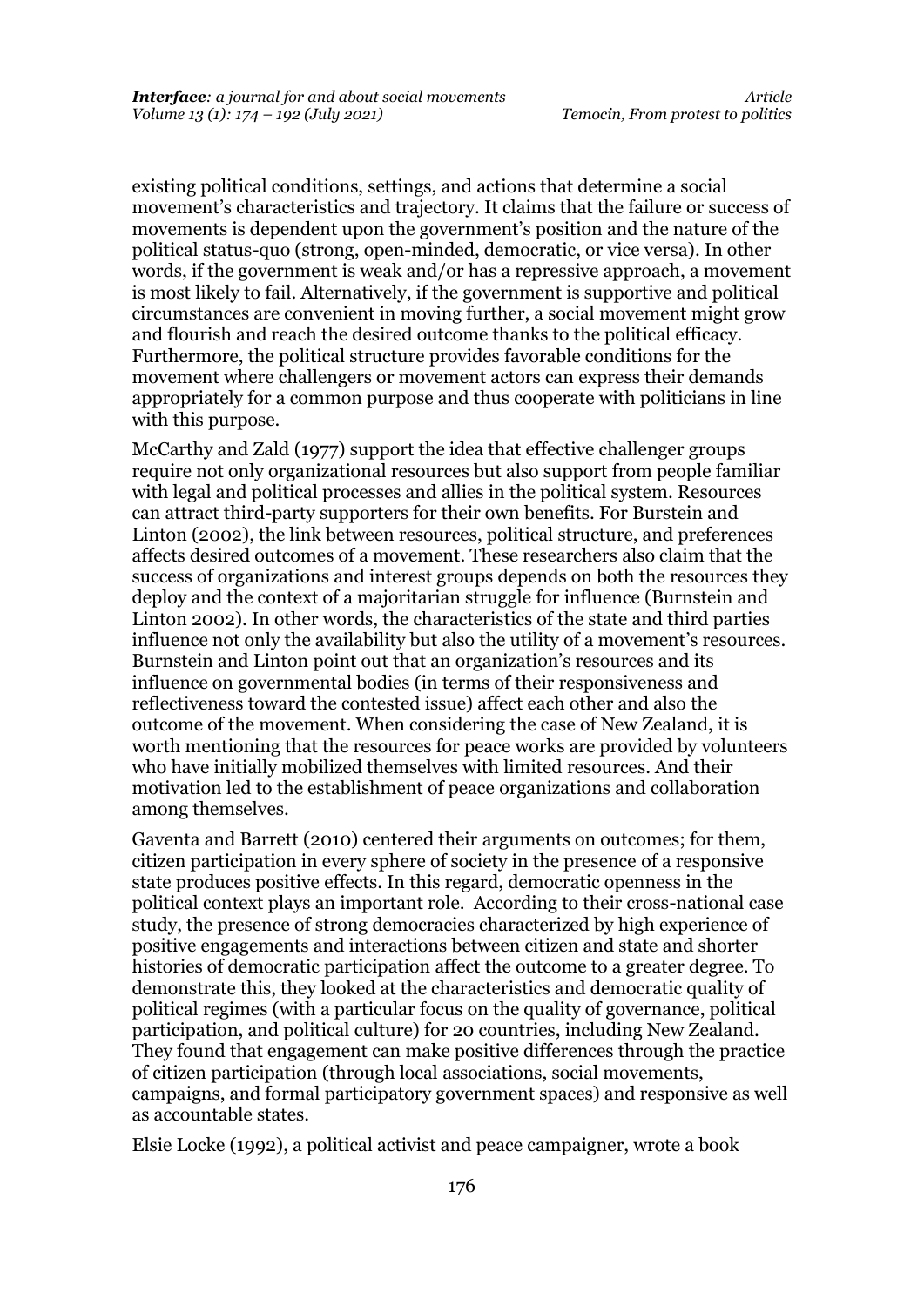existing political conditions, settings, and actions that determine a social movement's characteristics and trajectory. It claims that the failure or success of movements is dependent upon the government's position and the nature of the political status-quo (strong, open-minded, democratic, or vice versa). In other words, if the government is weak and/or has a repressive approach, a movement is most likely to fail. Alternatively, if the government is supportive and political circumstances are convenient in moving further, a social movement might grow and flourish and reach the desired outcome thanks to the political efficacy. Furthermore, the political structure provides favorable conditions for the movement where challengers or movement actors can express their demands appropriately for a common purpose and thus cooperate with politicians in line with this purpose.

McCarthy and Zald (1977) support the idea that effective challenger groups require not only organizational resources but also support from people familiar with legal and political processes and allies in the political system. Resources can attract third-party supporters for their own benefits. For Burstein and Linton (2002), the link between resources, political structure, and preferences affects desired outcomes of a movement. These researchers also claim that the success of organizations and interest groups depends on both the resources they deploy and the context of a majoritarian struggle for influence (Burnstein and Linton 2002). In other words, the characteristics of the state and third parties influence not only the availability but also the utility of a movement's resources. Burnstein and Linton point out that an organization's resources and its influence on governmental bodies (in terms of their responsiveness and reflectiveness toward the contested issue) affect each other and also the outcome of the movement. When considering the case of New Zealand, it is worth mentioning that the resources for peace works are provided by volunteers who have initially mobilized themselves with limited resources. And their motivation led to the establishment of peace organizations and collaboration among themselves.

Gaventa and Barrett (2010) centered their arguments on outcomes; for them, citizen participation in every sphere of society in the presence of a responsive state produces positive effects. In this regard, democratic openness in the political context plays an important role. According to their cross-national case study, the presence of strong democracies characterized by high experience of positive engagements and interactions between citizen and state and shorter histories of democratic participation affect the outcome to a greater degree. To demonstrate this, they looked at the characteristics and democratic quality of political regimes (with a particular focus on the quality of governance, political participation, and political culture) for 20 countries, including New Zealand. They found that engagement can make positive differences through the practice of citizen participation (through local associations, social movements, campaigns, and formal participatory government spaces) and responsive as well as accountable states.

Elsie Locke (1992), a political activist and peace campaigner, wrote a book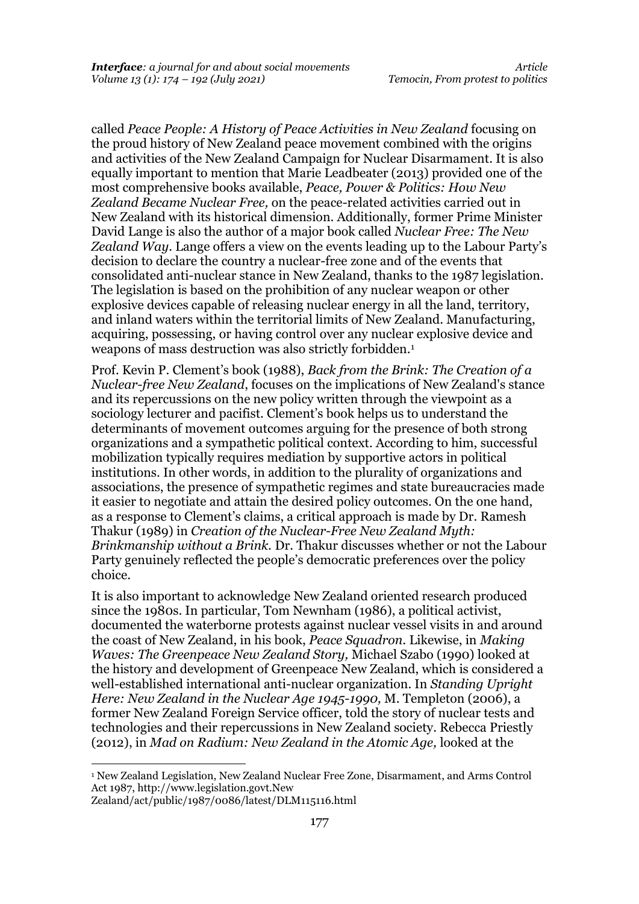called *Peace People: A History of Peace Activities in New Zealand* focusing on the proud history of New Zealand peace movement combined with the origins and activities of the New Zealand Campaign for Nuclear Disarmament. It is also equally important to mention that Marie Leadbeater (2013) provided one of the most comprehensive books available, *Peace, Power & Politics: How New Zealand Became Nuclear Free,* on the peace-related activities carried out in New Zealand with its historical dimension. Additionally, former Prime Minister David Lange is also the author of a major book called *Nuclear Free: The New Zealand Way*. Lange offers a view on the events leading up to the Labour Party's decision to declare the country a nuclear-free zone and of the events that consolidated anti-nuclear stance in New Zealand, thanks to the 1987 legislation. The legislation is based on the prohibition of any nuclear weapon or other explosive devices capable of releasing nuclear energy in all the land, territory, and inland waters within the territorial limits of New Zealand. Manufacturing, acquiring, possessing, or having control over any nuclear explosive device and weapons of mass destruction was also strictly forbidden.[1]

Prof. Kevin P. Clement's book (1988), *Back from the Brink: The Creation of a Nuclear-free New Zealand*, focuses on the implications of New Zealand's stance and its repercussions on the new policy written through the viewpoint as a sociology lecturer and pacifist. Clement's book helps us to understand the determinants of movement outcomes arguing for the presence of both strong organizations and a sympathetic political context. According to him, successful mobilization typically requires mediation by supportive actors in political institutions. In other words, in addition to the plurality of organizations and associations, the presence of sympathetic regimes and state bureaucracies made it easier to negotiate and attain the desired policy outcomes. On the one hand, as a response to Clement's claims, a critical approach is made by Dr. Ramesh Thakur (1989) in *Creation of the Nuclear-Free New Zealand Myth: Brinkmanship without a Brink.* Dr. Thakur discusses whether or not the Labour Party genuinely reflected the people's democratic preferences over the policy choice.

It is also important to acknowledge New Zealand oriented research produced since the 1980s. In particular, Tom Newnham (1986), a political activist, documented the waterborne protests against nuclear vessel visits in and around the coast of New Zealand, in his book, *Peace Squadron*. Likewise, in *Making Waves: The Greenpeace New Zealand Story,* Michael Szabo (1990) looked at the history and development of Greenpeace New Zealand, which is considered a well-established international anti-nuclear organization. In *Standing Upright Here: New Zealand in the Nuclear Age 1945-1990,* M. Templeton (2006), a former New Zealand Foreign Service officer, told the story of nuclear tests and technologies and their repercussions in New Zealand society. Rebecca Priestly (2012), in *Mad on Radium: New Zealand in the Atomic Age,* looked at the

---

[1] New Zealand Legislation, New Zealand Nuclear Free Zone, Disarmament, and Arms Control Act 1987, http://www.legislation.govt.New Zealand/act/public/1987/0086/latest/DLM115116.html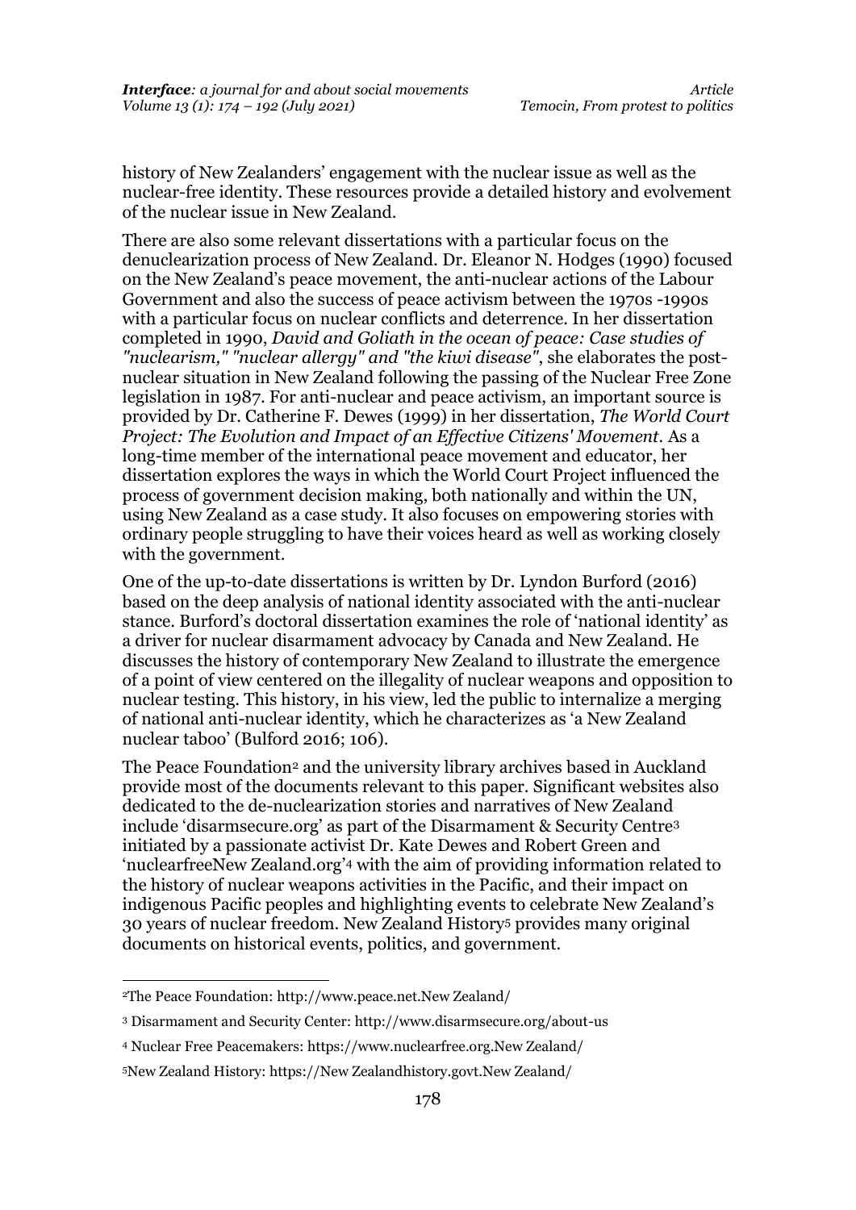history of New Zealanders' engagement with the nuclear issue as well as the nuclear-free identity. These resources provide a detailed history and evolvement of the nuclear issue in New Zealand.

There are also some relevant dissertations with a particular focus on the denuclearization process of New Zealand. Dr. Eleanor N. Hodges (1990) focused on the New Zealand's peace movement, the anti-nuclear actions of the Labour Government and also the success of peace activism between the 1970s -1990s with a particular focus on nuclear conflicts and deterrence. In her dissertation completed in 1990, *David and Goliath in the ocean of peace: Case studies of "nuclearism," "nuclear allergy" and "the kiwi disease"*, she elaborates the post-nuclear situation in New Zealand following the passing of the Nuclear Free Zone legislation in 1987. For anti-nuclear and peace activism, an important source is provided by Dr. Catherine F. Dewes (1999) in her dissertation, *The World Court Project: The Evolution and Impact of an Effective Citizens' Movement*. As a long-time member of the international peace movement and educator, her dissertation explores the ways in which the World Court Project influenced the process of government decision making, both nationally and within the UN, using New Zealand as a case study. It also focuses on empowering stories with ordinary people struggling to have their voices heard as well as working closely with the government.

One of the up-to-date dissertations is written by Dr. Lyndon Burford (2016) based on the deep analysis of national identity associated with the anti-nuclear stance. Burford's doctoral dissertation examines the role of 'national identity' as a driver for nuclear disarmament advocacy by Canada and New Zealand. He discusses the history of contemporary New Zealand to illustrate the emergence of a point of view centered on the illegality of nuclear weapons and opposition to nuclear testing. This history, in his view, led the public to internalize a merging of national anti-nuclear identity, which he characterizes as 'a New Zealand nuclear taboo' (Bulford 2016; 106).

The Peace Foundation[2] and the university library archives based in Auckland provide most of the documents relevant to this paper. Significant websites also dedicated to the de-nuclearization stories and narratives of New Zealand include 'disarmsecure.org' as part of the Disarmament & Security Centre[3] initiated by a passionate activist Dr. Kate Dewes and Robert Green and 'nuclearfreeNew Zealand.org'[4] with the aim of providing information related to the history of nuclear weapons activities in the Pacific, and their impact on indigenous Pacific peoples and highlighting events to celebrate New Zealand's 30 years of nuclear freedom. New Zealand History[5] provides many original documents on historical events, politics, and government.

---

[2]The Peace Foundation: http://www.peace.net.New Zealand/

[3] Disarmament and Security Center: http://www.disarmsecure.org/about-us

[4] Nuclear Free Peacemakers: https://www.nuclearfree.org.New Zealand/

[5]New Zealand History: https://New Zealandhistory.govt.New Zealand/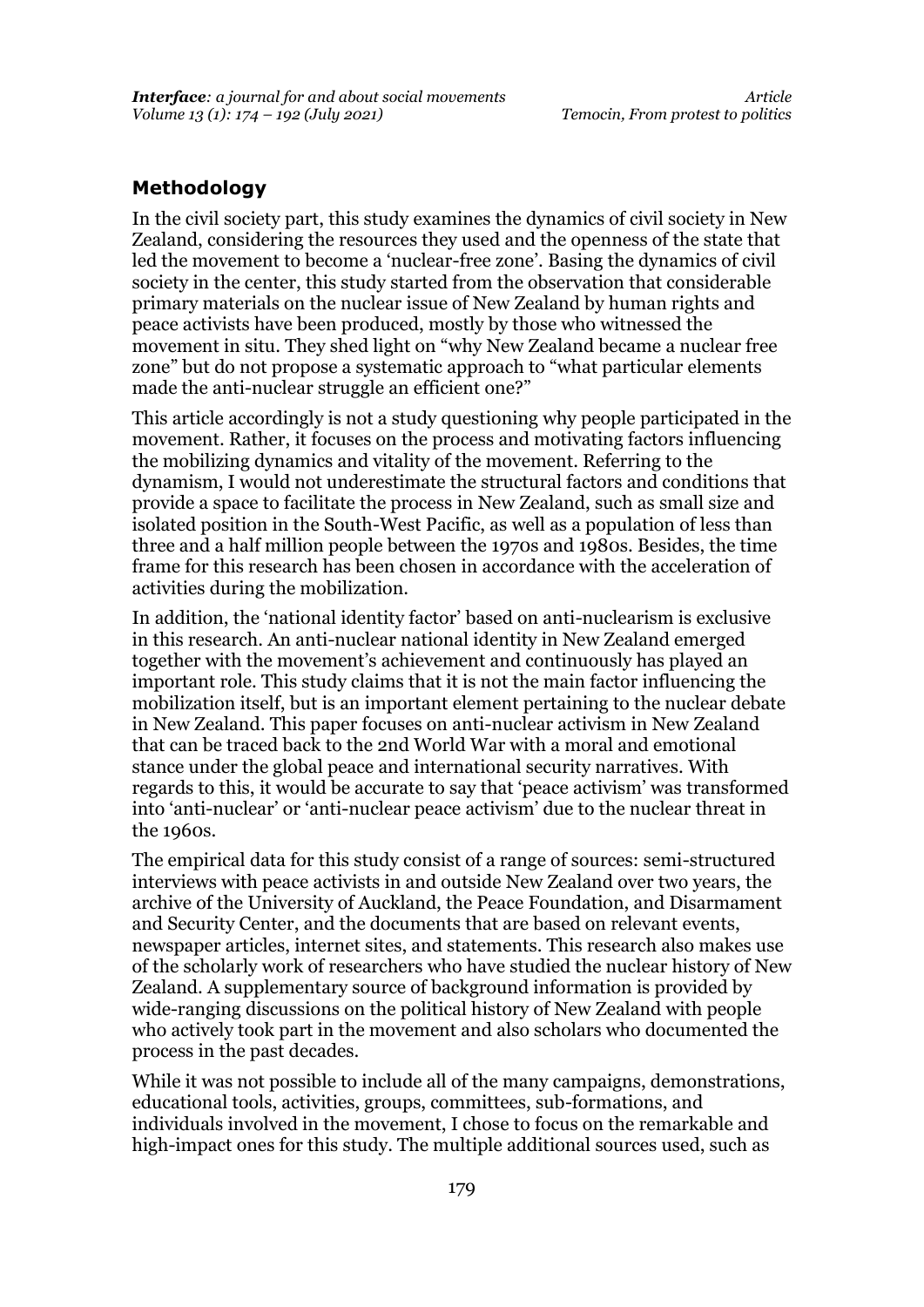## Methodology

In the civil society part, this study examines the dynamics of civil society in New Zealand, considering the resources they used and the openness of the state that led the movement to become a 'nuclear-free zone'. Basing the dynamics of civil society in the center, this study started from the observation that considerable primary materials on the nuclear issue of New Zealand by human rights and peace activists have been produced, mostly by those who witnessed the movement in situ. They shed light on "why New Zealand became a nuclear free zone" but do not propose a systematic approach to "what particular elements made the anti-nuclear struggle an efficient one?"

This article accordingly is not a study questioning why people participated in the movement. Rather, it focuses on the process and motivating factors influencing the mobilizing dynamics and vitality of the movement. Referring to the dynamism, I would not underestimate the structural factors and conditions that provide a space to facilitate the process in New Zealand, such as small size and isolated position in the South-West Pacific, as well as a population of less than three and a half million people between the 1970s and 1980s. Besides, the time frame for this research has been chosen in accordance with the acceleration of activities during the mobilization.

In addition, the 'national identity factor' based on anti-nuclearism is exclusive in this research. An anti-nuclear national identity in New Zealand emerged together with the movement's achievement and continuously has played an important role. This study claims that it is not the main factor influencing the mobilization itself, but is an important element pertaining to the nuclear debate in New Zealand. This paper focuses on anti-nuclear activism in New Zealand that can be traced back to the 2nd World War with a moral and emotional stance under the global peace and international security narratives. With regards to this, it would be accurate to say that 'peace activism' was transformed into 'anti-nuclear' or 'anti-nuclear peace activism' due to the nuclear threat in the 1960s.

The empirical data for this study consist of a range of sources: semi-structured interviews with peace activists in and outside New Zealand over two years, the archive of the University of Auckland, the Peace Foundation, and Disarmament and Security Center, and the documents that are based on relevant events, newspaper articles, internet sites, and statements. This research also makes use of the scholarly work of researchers who have studied the nuclear history of New Zealand. A supplementary source of background information is provided by wide-ranging discussions on the political history of New Zealand with people who actively took part in the movement and also scholars who documented the process in the past decades.

While it was not possible to include all of the many campaigns, demonstrations, educational tools, activities, groups, committees, sub-formations, and individuals involved in the movement, I chose to focus on the remarkable and high-impact ones for this study. The multiple additional sources used, such as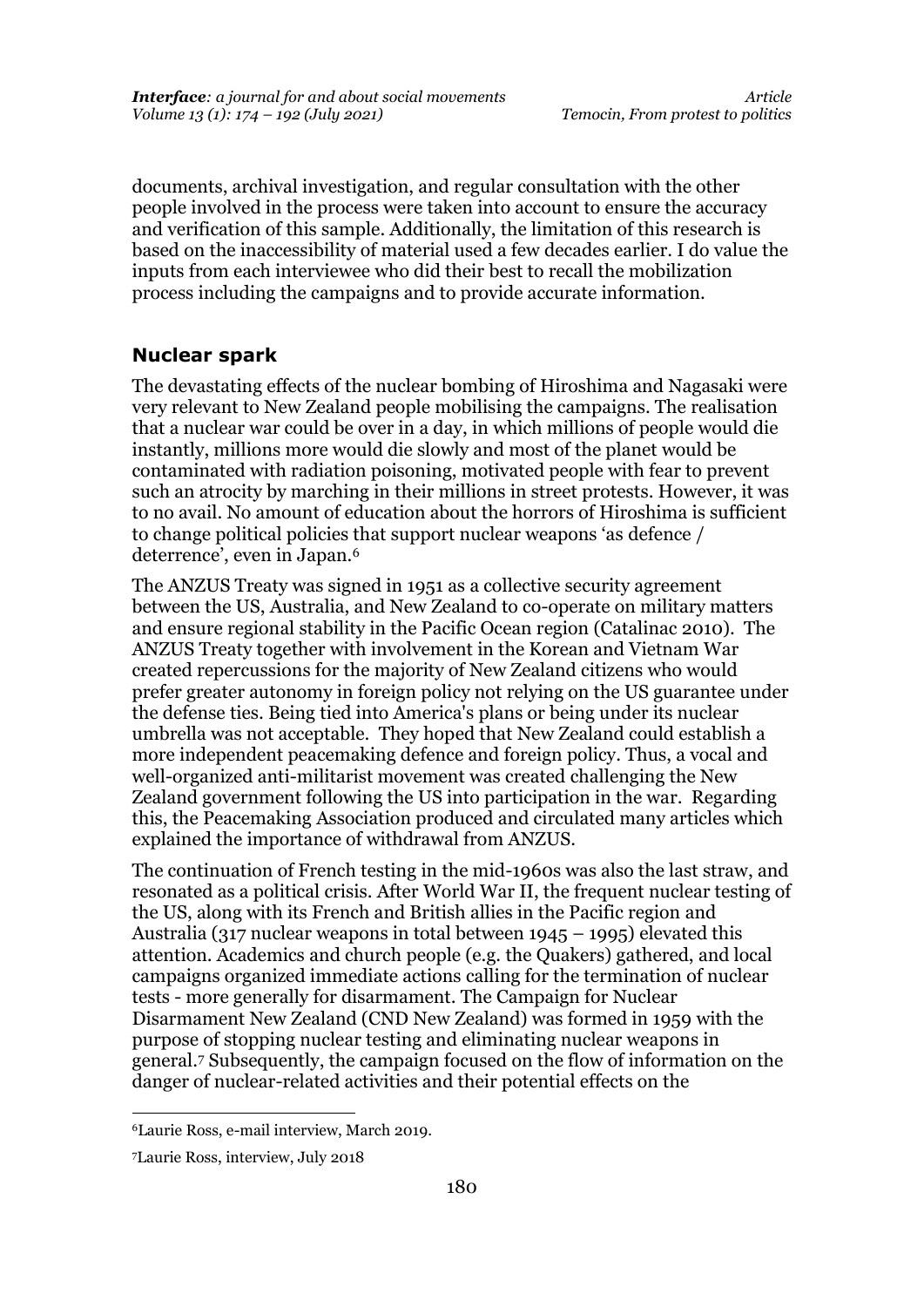documents, archival investigation, and regular consultation with the other people involved in the process were taken into account to ensure the accuracy and verification of this sample. Additionally, the limitation of this research is based on the inaccessibility of material used a few decades earlier. I do value the inputs from each interviewee who did their best to recall the mobilization process including the campaigns and to provide accurate information.

## Nuclear spark

The devastating effects of the nuclear bombing of Hiroshima and Nagasaki were very relevant to New Zealand people mobilising the campaigns. The realisation that a nuclear war could be over in a day, in which millions of people would die instantly, millions more would die slowly and most of the planet would be contaminated with radiation poisoning, motivated people with fear to prevent such an atrocity by marching in their millions in street protests. However, it was to no avail. No amount of education about the horrors of Hiroshima is sufficient to change political policies that support nuclear weapons 'as defence / deterrence', even in Japan.[6]

The ANZUS Treaty was signed in 1951 as a collective security agreement between the US, Australia, and New Zealand to co-operate on military matters and ensure regional stability in the Pacific Ocean region (Catalinac 2010). The ANZUS Treaty together with involvement in the Korean and Vietnam War created repercussions for the majority of New Zealand citizens who would prefer greater autonomy in foreign policy not relying on the US guarantee under the defense ties. Being tied into America's plans or being under its nuclear umbrella was not acceptable. They hoped that New Zealand could establish a more independent peacemaking defence and foreign policy. Thus, a vocal and well-organized anti-militarist movement was created challenging the New Zealand government following the US into participation in the war. Regarding this, the Peacemaking Association produced and circulated many articles which explained the importance of withdrawal from ANZUS.

The continuation of French testing in the mid-1960s was also the last straw, and resonated as a political crisis. After World War II, the frequent nuclear testing of the US, along with its French and British allies in the Pacific region and Australia (317 nuclear weapons in total between 1945 – 1995) elevated this attention. Academics and church people (e.g. the Quakers) gathered, and local campaigns organized immediate actions calling for the termination of nuclear tests - more generally for disarmament. The Campaign for Nuclear Disarmament New Zealand (CND New Zealand) was formed in 1959 with the purpose of stopping nuclear testing and eliminating nuclear weapons in general.[7] Subsequently, the campaign focused on the flow of information on the danger of nuclear-related activities and their potential effects on the

[6] Laurie Ross, e-mail interview, March 2019.

[7] Laurie Ross, interview, July 2018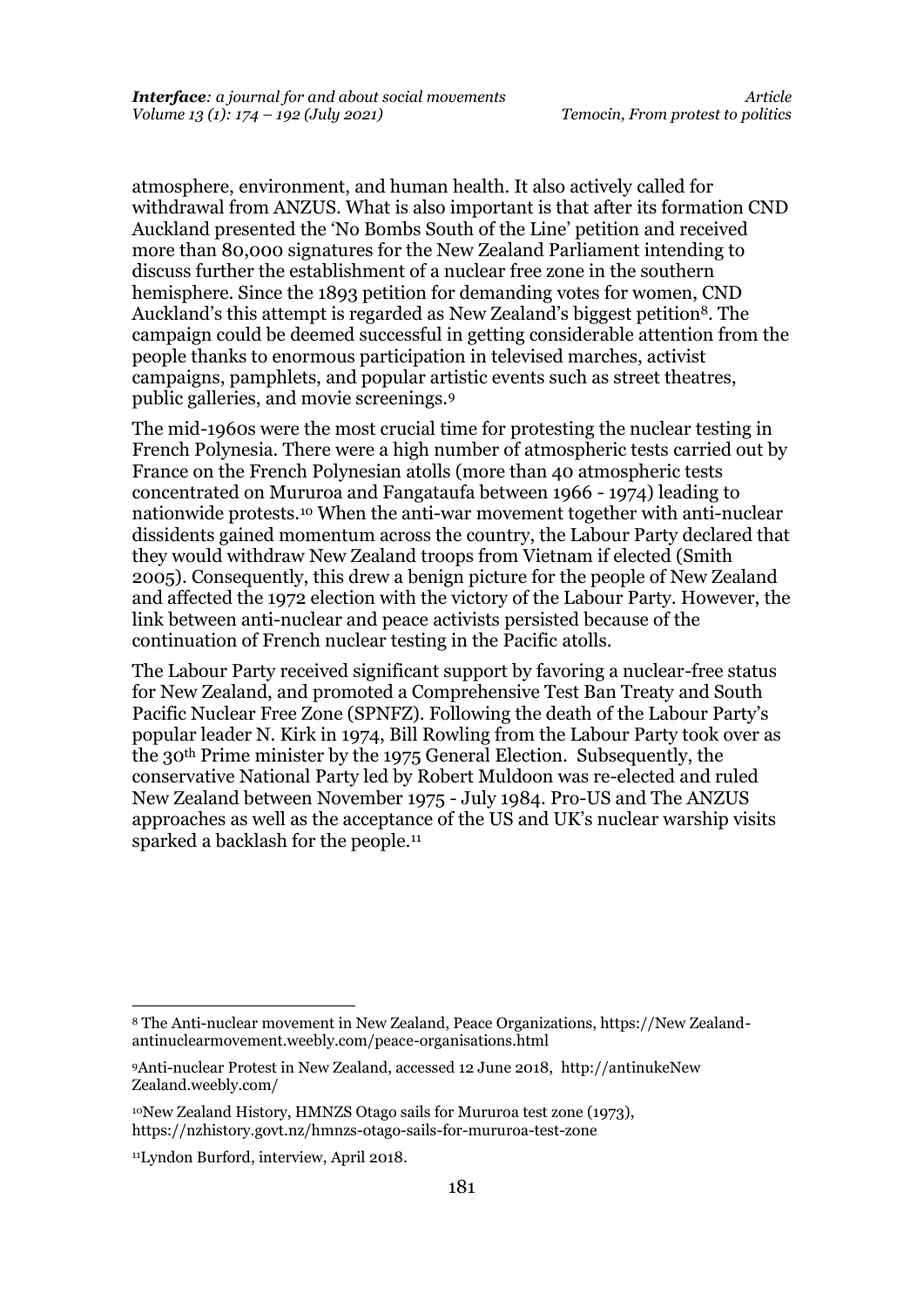atmosphere, environment, and human health. It also actively called for withdrawal from ANZUS. What is also important is that after its formation CND Auckland presented the 'No Bombs South of the Line' petition and received more than 80,000 signatures for the New Zealand Parliament intending to discuss further the establishment of a nuclear free zone in the southern hemisphere. Since the 1893 petition for demanding votes for women, CND Auckland's this attempt is regarded as New Zealand's biggest petition[8]. The campaign could be deemed successful in getting considerable attention from the people thanks to enormous participation in televised marches, activist campaigns, pamphlets, and popular artistic events such as street theatres, public galleries, and movie screenings.[9]

The mid-1960s were the most crucial time for protesting the nuclear testing in French Polynesia. There were a high number of atmospheric tests carried out by France on the French Polynesian atolls (more than 40 atmospheric tests concentrated on Mururoa and Fangataufa between 1966 - 1974) leading to nationwide protests.[10] When the anti-war movement together with anti-nuclear dissidents gained momentum across the country, the Labour Party declared that they would withdraw New Zealand troops from Vietnam if elected (Smith 2005). Consequently, this drew a benign picture for the people of New Zealand and affected the 1972 election with the victory of the Labour Party. However, the link between anti-nuclear and peace activists persisted because of the continuation of French nuclear testing in the Pacific atolls.

The Labour Party received significant support by favoring a nuclear-free status for New Zealand, and promoted a Comprehensive Test Ban Treaty and South Pacific Nuclear Free Zone (SPNFZ). Following the death of the Labour Party's popular leader N. Kirk in 1974, Bill Rowling from the Labour Party took over as the 30th Prime minister by the 1975 General Election. Subsequently, the conservative National Party led by Robert Muldoon was re-elected and ruled New Zealand between November 1975 - July 1984. Pro-US and The ANZUS approaches as well as the acceptance of the US and UK's nuclear warship visits sparked a backlash for the people.[11]

---

[8] The Anti-nuclear movement in New Zealand, Peace Organizations, https://New Zealand-antinuclearmovement.weebly.com/peace-organisations.html

[9] Anti-nuclear Protest in New Zealand, accessed 12 June 2018, http://antinukeNew Zealand.weebly.com/

[10] New Zealand History, HMNZS Otago sails for Mururoa test zone (1973), https://nzhistory.govt.nz/hmnzs-otago-sails-for-mururoa-test-zone

[11] Lyndon Burford, interview, April 2018.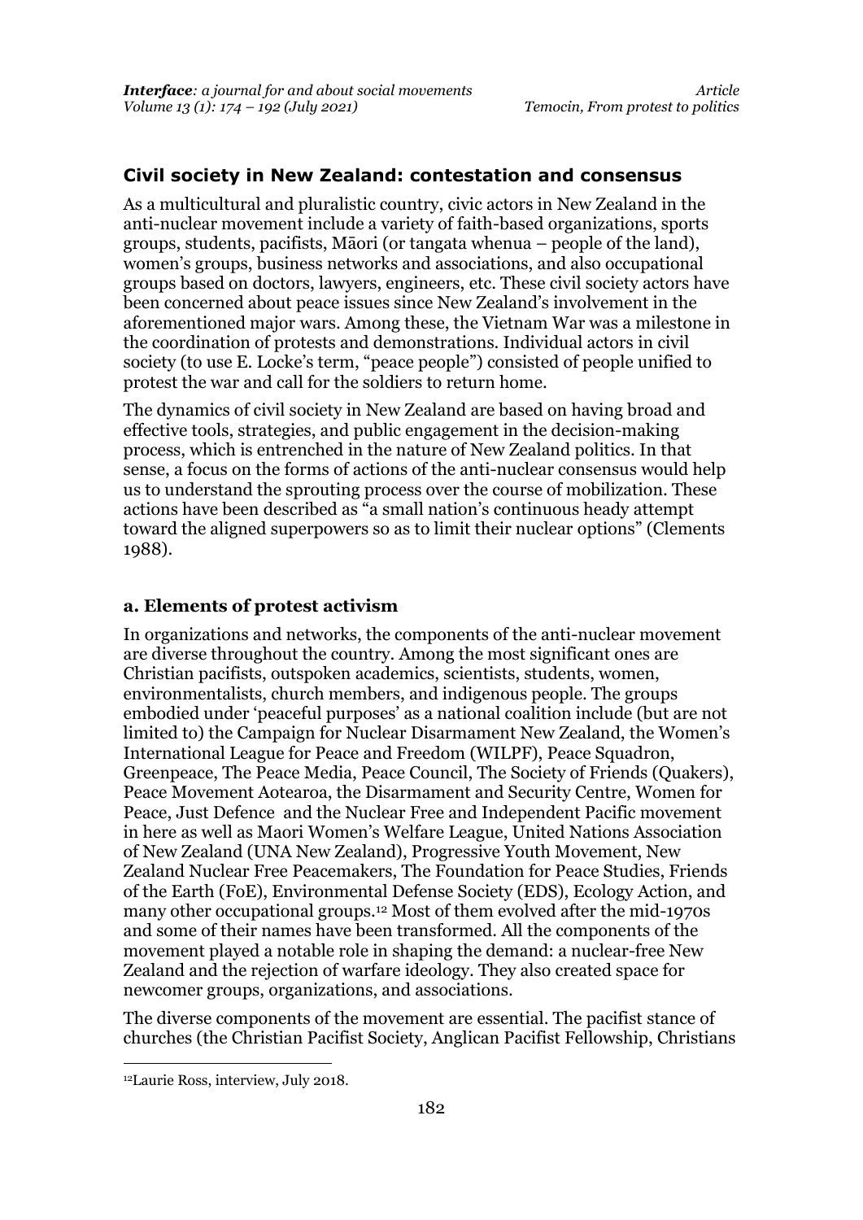## Civil society in New Zealand: contestation and consensus

As a multicultural and pluralistic country, civic actors in New Zealand in the anti-nuclear movement include a variety of faith-based organizations, sports groups, students, pacifists, Māori (or tangata whenua – people of the land), women's groups, business networks and associations, and also occupational groups based on doctors, lawyers, engineers, etc. These civil society actors have been concerned about peace issues since New Zealand's involvement in the aforementioned major wars. Among these, the Vietnam War was a milestone in the coordination of protests and demonstrations. Individual actors in civil society (to use E. Locke's term, "peace people") consisted of people unified to protest the war and call for the soldiers to return home.

The dynamics of civil society in New Zealand are based on having broad and effective tools, strategies, and public engagement in the decision-making process, which is entrenched in the nature of New Zealand politics. In that sense, a focus on the forms of actions of the anti-nuclear consensus would help us to understand the sprouting process over the course of mobilization. These actions have been described as "a small nation's continuous heady attempt toward the aligned superpowers so as to limit their nuclear options" (Clements 1988).

### a. Elements of protest activism

In organizations and networks, the components of the anti-nuclear movement are diverse throughout the country. Among the most significant ones are Christian pacifists, outspoken academics, scientists, students, women, environmentalists, church members, and indigenous people. The groups embodied under 'peaceful purposes' as a national coalition include (but are not limited to) the Campaign for Nuclear Disarmament New Zealand, the Women's International League for Peace and Freedom (WILPF), Peace Squadron, Greenpeace, The Peace Media, Peace Council, The Society of Friends (Quakers), Peace Movement Aotearoa, the Disarmament and Security Centre, Women for Peace, Just Defence and the Nuclear Free and Independent Pacific movement in here as well as Maori Women's Welfare League, United Nations Association of New Zealand (UNA New Zealand), Progressive Youth Movement, New Zealand Nuclear Free Peacemakers, The Foundation for Peace Studies, Friends of the Earth (FoE), Environmental Defense Society (EDS), Ecology Action, and many other occupational groups.[12] Most of them evolved after the mid-1970s and some of their names have been transformed. All the components of the movement played a notable role in shaping the demand: a nuclear-free New Zealand and the rejection of warfare ideology. They also created space for newcomer groups, organizations, and associations.

The diverse components of the movement are essential. The pacifist stance of churches (the Christian Pacifist Society, Anglican Pacifist Fellowship, Christians

---

[12] Laurie Ross, interview, July 2018.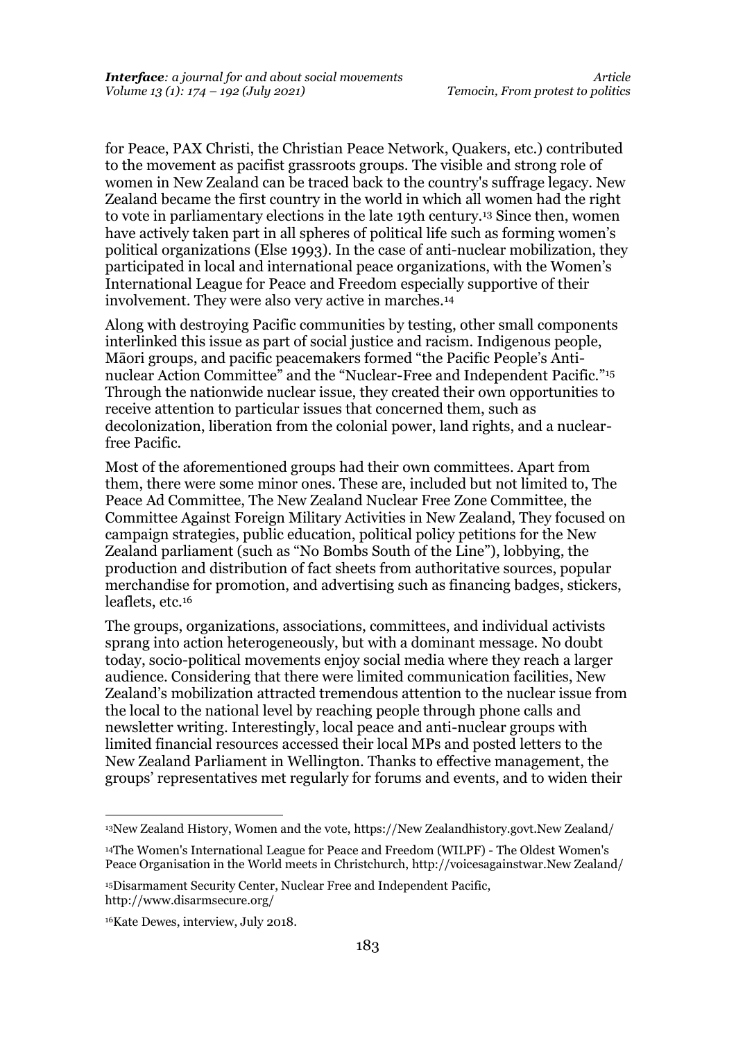for Peace, PAX Christi, the Christian Peace Network, Quakers, etc.) contributed to the movement as pacifist grassroots groups. The visible and strong role of women in New Zealand can be traced back to the country's suffrage legacy. New Zealand became the first country in the world in which all women had the right to vote in parliamentary elections in the late 19th century.[13] Since then, women have actively taken part in all spheres of political life such as forming women's political organizations (Else 1993). In the case of anti-nuclear mobilization, they participated in local and international peace organizations, with the Women's International League for Peace and Freedom especially supportive of their involvement. They were also very active in marches.[14]

Along with destroying Pacific communities by testing, other small components interlinked this issue as part of social justice and racism. Indigenous people, Māori groups, and pacific peacemakers formed "the Pacific People's Anti-nuclear Action Committee" and the "Nuclear-Free and Independent Pacific."[15] Through the nationwide nuclear issue, they created their own opportunities to receive attention to particular issues that concerned them, such as decolonization, liberation from the colonial power, land rights, and a nuclear-free Pacific.

Most of the aforementioned groups had their own committees. Apart from them, there were some minor ones. These are, included but not limited to, The Peace Ad Committee, The New Zealand Nuclear Free Zone Committee, the Committee Against Foreign Military Activities in New Zealand, They focused on campaign strategies, public education, political policy petitions for the New Zealand parliament (such as "No Bombs South of the Line"), lobbying, the production and distribution of fact sheets from authoritative sources, popular merchandise for promotion, and advertising such as financing badges, stickers, leaflets, etc.[16]

The groups, organizations, associations, committees, and individual activists sprang into action heterogeneously, but with a dominant message. No doubt today, socio-political movements enjoy social media where they reach a larger audience. Considering that there were limited communication facilities, New Zealand's mobilization attracted tremendous attention to the nuclear issue from the local to the national level by reaching people through phone calls and newsletter writing. Interestingly, local peace and anti-nuclear groups with limited financial resources accessed their local MPs and posted letters to the New Zealand Parliament in Wellington. Thanks to effective management, the groups' representatives met regularly for forums and events, and to widen their

---

[13] New Zealand History, Women and the vote, https://New Zealandhistory.govt.New Zealand/

[14] The Women's International League for Peace and Freedom (WILPF) - The Oldest Women's Peace Organisation in the World meets in Christchurch, http://voicesagainstwar.New Zealand/

[15] Disarmament Security Center, Nuclear Free and Independent Pacific, http://www.disarmsecure.org/

[16] Kate Dewes, interview, July 2018.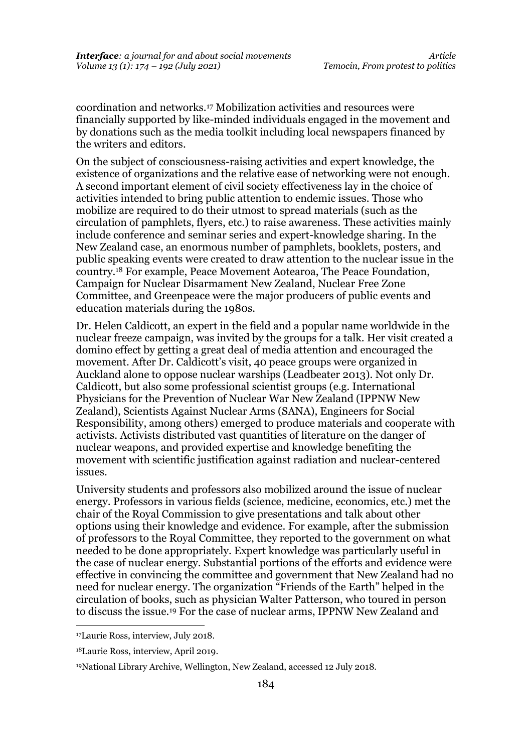coordination and networks.[17] Mobilization activities and resources were financially supported by like-minded individuals engaged in the movement and by donations such as the media toolkit including local newspapers financed by the writers and editors.

On the subject of consciousness-raising activities and expert knowledge, the existence of organizations and the relative ease of networking were not enough. A second important element of civil society effectiveness lay in the choice of activities intended to bring public attention to endemic issues. Those who mobilize are required to do their utmost to spread materials (such as the circulation of pamphlets, flyers, etc.) to raise awareness. These activities mainly include conference and seminar series and expert-knowledge sharing. In the New Zealand case, an enormous number of pamphlets, booklets, posters, and public speaking events were created to draw attention to the nuclear issue in the country.[18] For example, Peace Movement Aotearoa, The Peace Foundation, Campaign for Nuclear Disarmament New Zealand, Nuclear Free Zone Committee, and Greenpeace were the major producers of public events and education materials during the 1980s.

Dr. Helen Caldicott, an expert in the field and a popular name worldwide in the nuclear freeze campaign, was invited by the groups for a talk. Her visit created a domino effect by getting a great deal of media attention and encouraged the movement. After Dr. Caldicott's visit, 40 peace groups were organized in Auckland alone to oppose nuclear warships (Leadbeater 2013). Not only Dr. Caldicott, but also some professional scientist groups (e.g. International Physicians for the Prevention of Nuclear War New Zealand (IPPNW New Zealand), Scientists Against Nuclear Arms (SANA), Engineers for Social Responsibility, among others) emerged to produce materials and cooperate with activists. Activists distributed vast quantities of literature on the danger of nuclear weapons, and provided expertise and knowledge benefiting the movement with scientific justification against radiation and nuclear-centered issues.

University students and professors also mobilized around the issue of nuclear energy. Professors in various fields (science, medicine, economics, etc.) met the chair of the Royal Commission to give presentations and talk about other options using their knowledge and evidence. For example, after the submission of professors to the Royal Committee, they reported to the government on what needed to be done appropriately. Expert knowledge was particularly useful in the case of nuclear energy. Substantial portions of the efforts and evidence were effective in convincing the committee and government that New Zealand had no need for nuclear energy. The organization "Friends of the Earth" helped in the circulation of books, such as physician Walter Patterson, who toured in person to discuss the issue.[19] For the case of nuclear arms, IPPNW New Zealand and

---

[17] Laurie Ross, interview, July 2018.

[18] Laurie Ross, interview, April 2019.

[19] National Library Archive, Wellington, New Zealand, accessed 12 July 2018.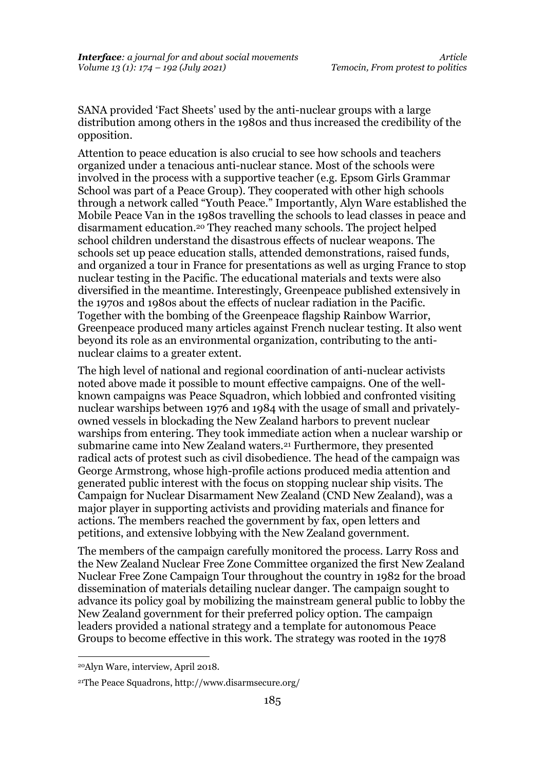SANA provided 'Fact Sheets' used by the anti-nuclear groups with a large distribution among others in the 1980s and thus increased the credibility of the opposition.

Attention to peace education is also crucial to see how schools and teachers organized under a tenacious anti-nuclear stance. Most of the schools were involved in the process with a supportive teacher (e.g. Epsom Girls Grammar School was part of a Peace Group). They cooperated with other high schools through a network called "Youth Peace." Importantly, Alyn Ware established the Mobile Peace Van in the 1980s travelling the schools to lead classes in peace and disarmament education.[20] They reached many schools. The project helped school children understand the disastrous effects of nuclear weapons. The schools set up peace education stalls, attended demonstrations, raised funds, and organized a tour in France for presentations as well as urging France to stop nuclear testing in the Pacific. The educational materials and texts were also diversified in the meantime. Interestingly, Greenpeace published extensively in the 1970s and 1980s about the effects of nuclear radiation in the Pacific. Together with the bombing of the Greenpeace flagship Rainbow Warrior, Greenpeace produced many articles against French nuclear testing. It also went beyond its role as an environmental organization, contributing to the anti-nuclear claims to a greater extent.

The high level of national and regional coordination of anti-nuclear activists noted above made it possible to mount effective campaigns. One of the well-known campaigns was Peace Squadron, which lobbied and confronted visiting nuclear warships between 1976 and 1984 with the usage of small and privately-owned vessels in blockading the New Zealand harbors to prevent nuclear warships from entering. They took immediate action when a nuclear warship or submarine came into New Zealand waters.[21] Furthermore, they presented radical acts of protest such as civil disobedience. The head of the campaign was George Armstrong, whose high-profile actions produced media attention and generated public interest with the focus on stopping nuclear ship visits. The Campaign for Nuclear Disarmament New Zealand (CND New Zealand), was a major player in supporting activists and providing materials and finance for actions. The members reached the government by fax, open letters and petitions, and extensive lobbying with the New Zealand government.

The members of the campaign carefully monitored the process. Larry Ross and the New Zealand Nuclear Free Zone Committee organized the first New Zealand Nuclear Free Zone Campaign Tour throughout the country in 1982 for the broad dissemination of materials detailing nuclear danger. The campaign sought to advance its policy goal by mobilizing the mainstream general public to lobby the New Zealand government for their preferred policy option. The campaign leaders provided a national strategy and a template for autonomous Peace Groups to become effective in this work. The strategy was rooted in the 1978

---

[20] Alyn Ware, interview, April 2018.

[21] The Peace Squadrons, http://www.disarmsecure.org/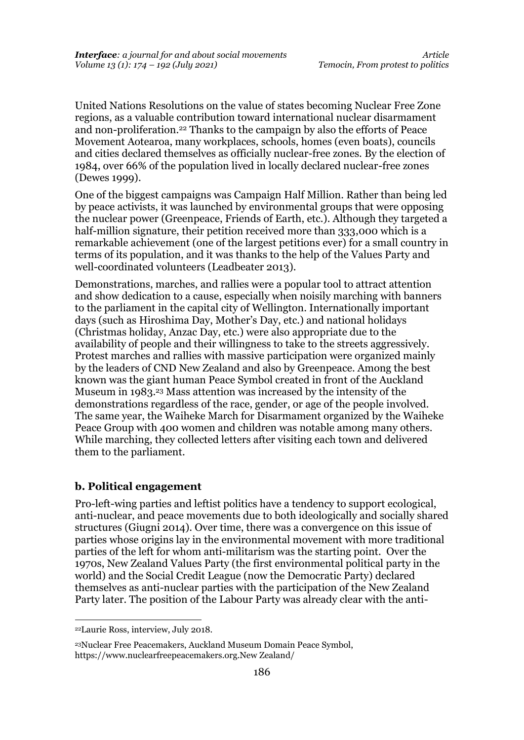United Nations Resolutions on the value of states becoming Nuclear Free Zone regions, as a valuable contribution toward international nuclear disarmament and non-proliferation.[22] Thanks to the campaign by also the efforts of Peace Movement Aotearoa, many workplaces, schools, homes (even boats), councils and cities declared themselves as officially nuclear-free zones. By the election of 1984, over 66% of the population lived in locally declared nuclear-free zones (Dewes 1999).

One of the biggest campaigns was Campaign Half Million. Rather than being led by peace activists, it was launched by environmental groups that were opposing the nuclear power (Greenpeace, Friends of Earth, etc.). Although they targeted a half-million signature, their petition received more than 333,000 which is a remarkable achievement (one of the largest petitions ever) for a small country in terms of its population, and it was thanks to the help of the Values Party and well-coordinated volunteers (Leadbeater 2013).

Demonstrations, marches, and rallies were a popular tool to attract attention and show dedication to a cause, especially when noisily marching with banners to the parliament in the capital city of Wellington. Internationally important days (such as Hiroshima Day, Mother's Day, etc.) and national holidays (Christmas holiday, Anzac Day, etc.) were also appropriate due to the availability of people and their willingness to take to the streets aggressively. Protest marches and rallies with massive participation were organized mainly by the leaders of CND New Zealand and also by Greenpeace. Among the best known was the giant human Peace Symbol created in front of the Auckland Museum in 1983.[23] Mass attention was increased by the intensity of the demonstrations regardless of the race, gender, or age of the people involved. The same year, the Waiheke March for Disarmament organized by the Waiheke Peace Group with 400 women and children was notable among many others. While marching, they collected letters after visiting each town and delivered them to the parliament.

### b. Political engagement

Pro-left-wing parties and leftist politics have a tendency to support ecological, anti-nuclear, and peace movements due to both ideologically and socially shared structures (Giugni 2014). Over time, there was a convergence on this issue of parties whose origins lay in the environmental movement with more traditional parties of the left for whom anti-militarism was the starting point. Over the 1970s, New Zealand Values Party (the first environmental political party in the world) and the Social Credit League (now the Democratic Party) declared themselves as anti-nuclear parties with the participation of the New Zealand Party later. The position of the Labour Party was already clear with the anti-

---

[22] Laurie Ross, interview, July 2018.

[23] Nuclear Free Peacemakers, Auckland Museum Domain Peace Symbol, https://www.nuclearfreepeacemakers.org.New Zealand/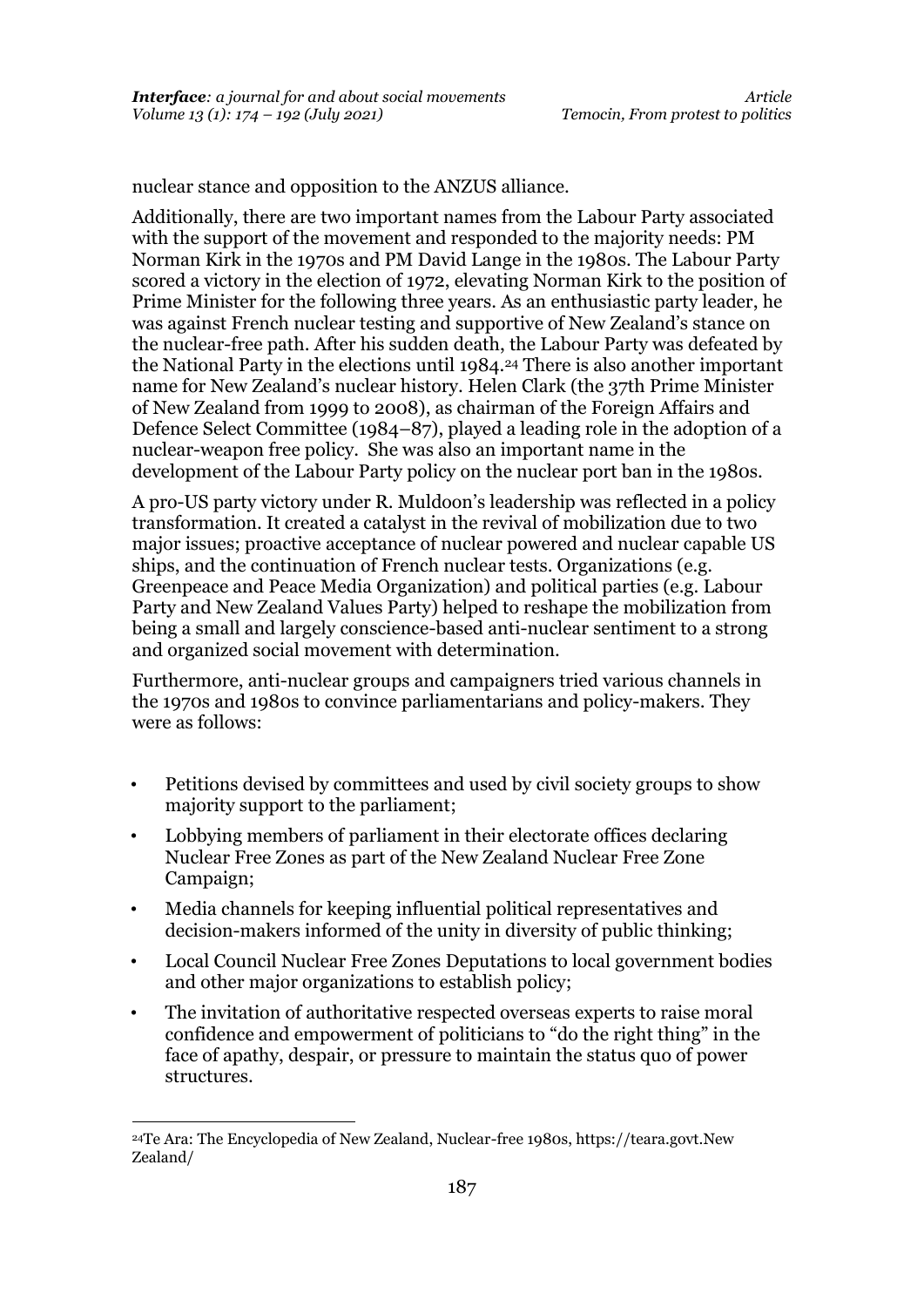nuclear stance and opposition to the ANZUS alliance.

Additionally, there are two important names from the Labour Party associated with the support of the movement and responded to the majority needs: PM Norman Kirk in the 1970s and PM David Lange in the 1980s. The Labour Party scored a victory in the election of 1972, elevating Norman Kirk to the position of Prime Minister for the following three years. As an enthusiastic party leader, he was against French nuclear testing and supportive of New Zealand's stance on the nuclear-free path. After his sudden death, the Labour Party was defeated by the National Party in the elections until 1984.[24] There is also another important name for New Zealand's nuclear history. Helen Clark (the 37th Prime Minister of New Zealand from 1999 to 2008), as chairman of the Foreign Affairs and Defence Select Committee (1984–87), played a leading role in the adoption of a nuclear-weapon free policy. She was also an important name in the development of the Labour Party policy on the nuclear port ban in the 1980s.

A pro-US party victory under R. Muldoon's leadership was reflected in a policy transformation. It created a catalyst in the revival of mobilization due to two major issues; proactive acceptance of nuclear powered and nuclear capable US ships, and the continuation of French nuclear tests. Organizations (e.g. Greenpeace and Peace Media Organization) and political parties (e.g. Labour Party and New Zealand Values Party) helped to reshape the mobilization from being a small and largely conscience-based anti-nuclear sentiment to a strong and organized social movement with determination.

Furthermore, anti-nuclear groups and campaigners tried various channels in the 1970s and 1980s to convince parliamentarians and policy-makers. They were as follows:

- Petitions devised by committees and used by civil society groups to show majority support to the parliament;
- Lobbying members of parliament in their electorate offices declaring Nuclear Free Zones as part of the New Zealand Nuclear Free Zone Campaign;
- Media channels for keeping influential political representatives and decision-makers informed of the unity in diversity of public thinking;
- Local Council Nuclear Free Zones Deputations to local government bodies and other major organizations to establish policy;
- The invitation of authoritative respected overseas experts to raise moral confidence and empowerment of politicians to "do the right thing" in the face of apathy, despair, or pressure to maintain the status quo of power structures.

---

[24] Te Ara: The Encyclopedia of New Zealand, Nuclear-free 1980s, https://teara.govt.New Zealand/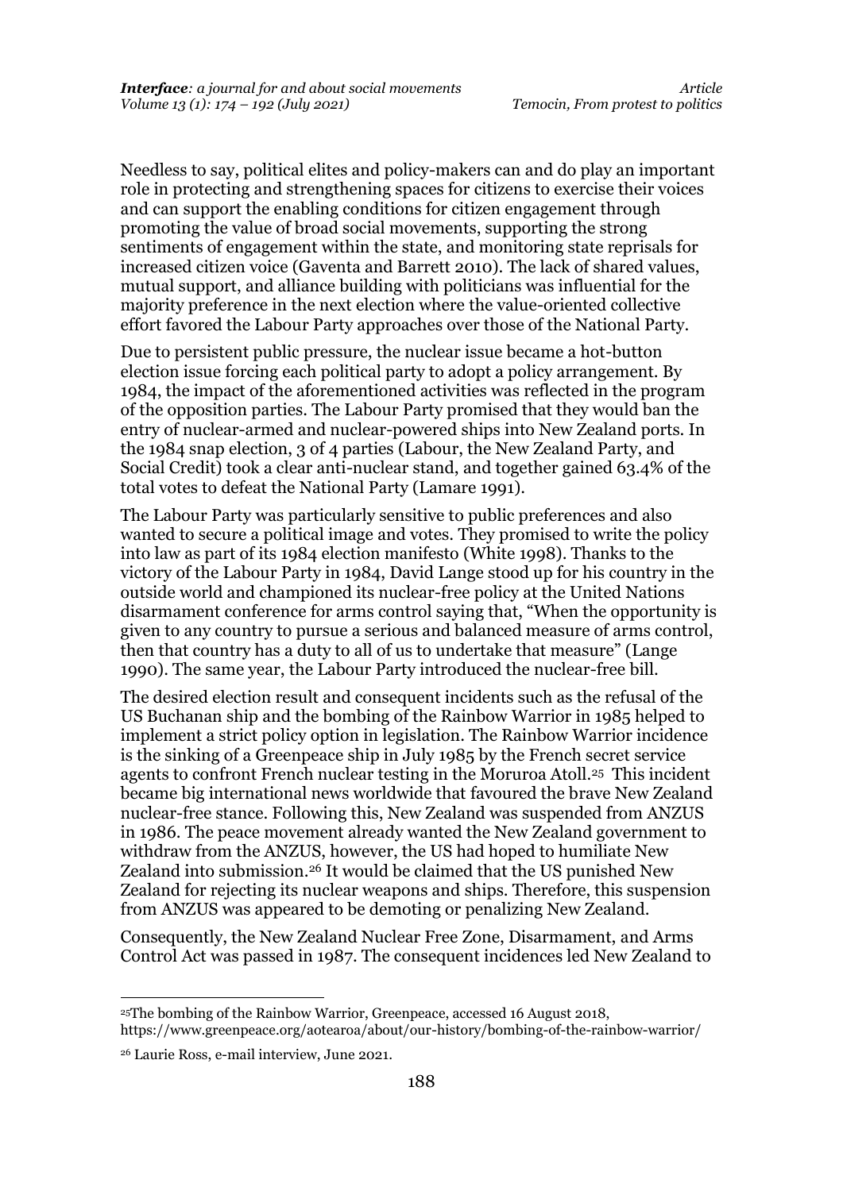Needless to say, political elites and policy-makers can and do play an important role in protecting and strengthening spaces for citizens to exercise their voices and can support the enabling conditions for citizen engagement through promoting the value of broad social movements, supporting the strong sentiments of engagement within the state, and monitoring state reprisals for increased citizen voice (Gaventa and Barrett 2010). The lack of shared values, mutual support, and alliance building with politicians was influential for the majority preference in the next election where the value-oriented collective effort favored the Labour Party approaches over those of the National Party.

Due to persistent public pressure, the nuclear issue became a hot-button election issue forcing each political party to adopt a policy arrangement. By 1984, the impact of the aforementioned activities was reflected in the program of the opposition parties. The Labour Party promised that they would ban the entry of nuclear-armed and nuclear-powered ships into New Zealand ports. In the 1984 snap election, 3 of 4 parties (Labour, the New Zealand Party, and Social Credit) took a clear anti-nuclear stand, and together gained 63.4% of the total votes to defeat the National Party (Lamare 1991).

The Labour Party was particularly sensitive to public preferences and also wanted to secure a political image and votes. They promised to write the policy into law as part of its 1984 election manifesto (White 1998). Thanks to the victory of the Labour Party in 1984, David Lange stood up for his country in the outside world and championed its nuclear-free policy at the United Nations disarmament conference for arms control saying that, "When the opportunity is given to any country to pursue a serious and balanced measure of arms control, then that country has a duty to all of us to undertake that measure" (Lange 1990). The same year, the Labour Party introduced the nuclear-free bill.

The desired election result and consequent incidents such as the refusal of the US Buchanan ship and the bombing of the Rainbow Warrior in 1985 helped to implement a strict policy option in legislation. The Rainbow Warrior incidence is the sinking of a Greenpeace ship in July 1985 by the French secret service agents to confront French nuclear testing in the Moruroa Atoll.[25] This incident became big international news worldwide that favoured the brave New Zealand nuclear-free stance. Following this, New Zealand was suspended from ANZUS in 1986. The peace movement already wanted the New Zealand government to withdraw from the ANZUS, however, the US had hoped to humiliate New Zealand into submission.[26] It would be claimed that the US punished New Zealand for rejecting its nuclear weapons and ships. Therefore, this suspension from ANZUS was appeared to be demoting or penalizing New Zealand.

Consequently, the New Zealand Nuclear Free Zone, Disarmament, and Arms Control Act was passed in 1987. The consequent incidences led New Zealand to

---

[25] The bombing of the Rainbow Warrior, Greenpeace, accessed 16 August 2018, https://www.greenpeace.org/aotearoa/about/our-history/bombing-of-the-rainbow-warrior/

[26] Laurie Ross, e-mail interview, June 2021.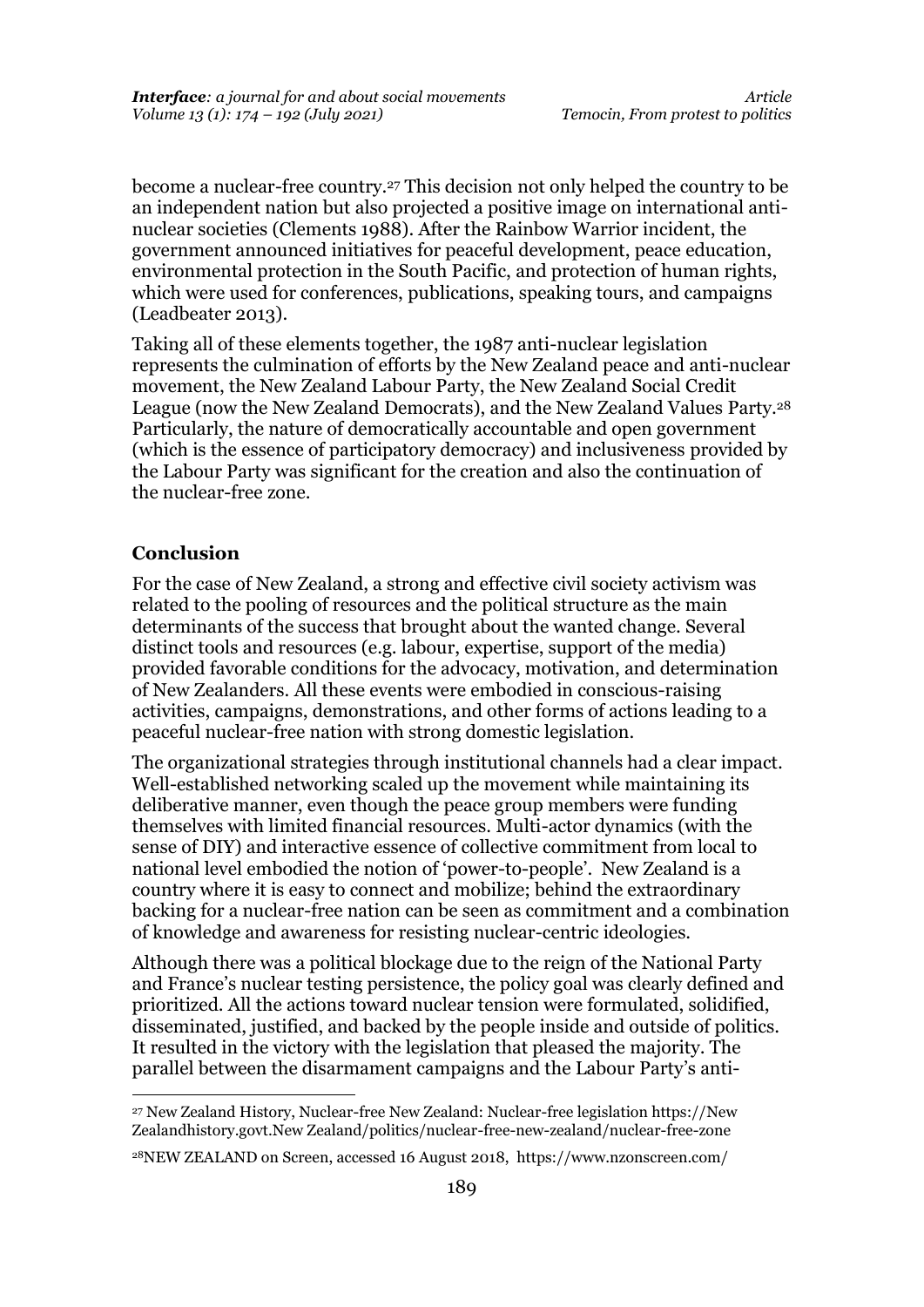become a nuclear-free country.[27] This decision not only helped the country to be an independent nation but also projected a positive image on international anti-nuclear societies (Clements 1988). After the Rainbow Warrior incident, the government announced initiatives for peaceful development, peace education, environmental protection in the South Pacific, and protection of human rights, which were used for conferences, publications, speaking tours, and campaigns (Leadbeater 2013).

Taking all of these elements together, the 1987 anti-nuclear legislation represents the culmination of efforts by the New Zealand peace and anti-nuclear movement, the New Zealand Labour Party, the New Zealand Social Credit League (now the New Zealand Democrats), and the New Zealand Values Party.[28] Particularly, the nature of democratically accountable and open government (which is the essence of participatory democracy) and inclusiveness provided by the Labour Party was significant for the creation and also the continuation of the nuclear-free zone.

## Conclusion

For the case of New Zealand, a strong and effective civil society activism was related to the pooling of resources and the political structure as the main determinants of the success that brought about the wanted change. Several distinct tools and resources (e.g. labour, expertise, support of the media) provided favorable conditions for the advocacy, motivation, and determination of New Zealanders. All these events were embodied in conscious-raising activities, campaigns, demonstrations, and other forms of actions leading to a peaceful nuclear-free nation with strong domestic legislation.

The organizational strategies through institutional channels had a clear impact. Well-established networking scaled up the movement while maintaining its deliberative manner, even though the peace group members were funding themselves with limited financial resources. Multi-actor dynamics (with the sense of DIY) and interactive essence of collective commitment from local to national level embodied the notion of 'power-to-people'. New Zealand is a country where it is easy to connect and mobilize; behind the extraordinary backing for a nuclear-free nation can be seen as commitment and a combination of knowledge and awareness for resisting nuclear-centric ideologies.

Although there was a political blockage due to the reign of the National Party and France's nuclear testing persistence, the policy goal was clearly defined and prioritized. All the actions toward nuclear tension were formulated, solidified, disseminated, justified, and backed by the people inside and outside of politics. It resulted in the victory with the legislation that pleased the majority. The parallel between the disarmament campaigns and the Labour Party's anti-

---

[27] New Zealand History, Nuclear-free New Zealand: Nuclear-free legislation https://New Zealandhistory.govt.New Zealand/politics/nuclear-free-new-zealand/nuclear-free-zone

[28] NEW ZEALAND on Screen, accessed 16 August 2018, https://www.nzonscreen.com/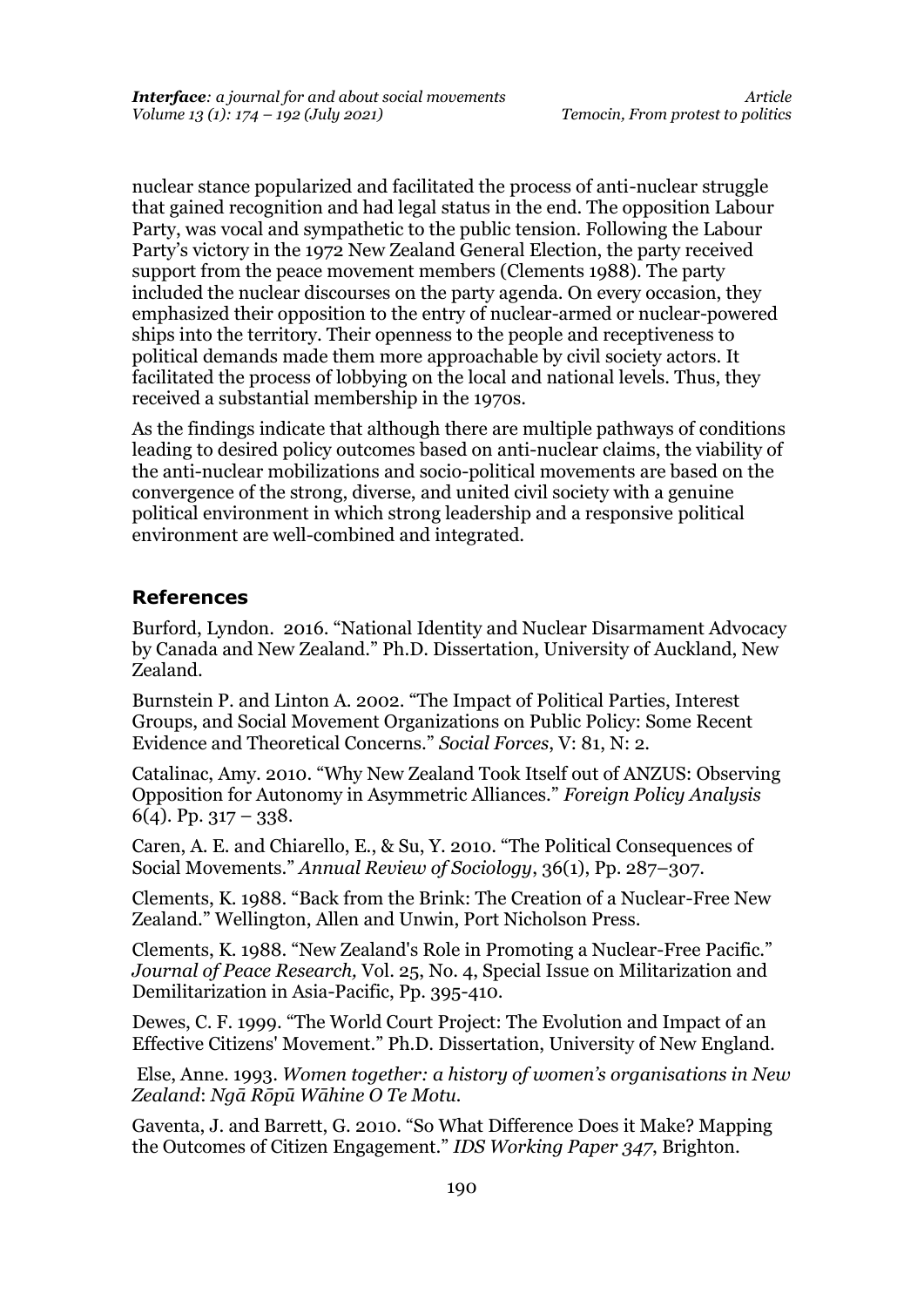nuclear stance popularized and facilitated the process of anti-nuclear struggle that gained recognition and had legal status in the end. The opposition Labour Party, was vocal and sympathetic to the public tension. Following the Labour Party's victory in the 1972 New Zealand General Election, the party received support from the peace movement members (Clements 1988). The party included the nuclear discourses on the party agenda. On every occasion, they emphasized their opposition to the entry of nuclear-armed or nuclear-powered ships into the territory. Their openness to the people and receptiveness to political demands made them more approachable by civil society actors. It facilitated the process of lobbying on the local and national levels. Thus, they received a substantial membership in the 1970s.

As the findings indicate that although there are multiple pathways of conditions leading to desired policy outcomes based on anti-nuclear claims, the viability of the anti-nuclear mobilizations and socio-political movements are based on the convergence of the strong, diverse, and united civil society with a genuine political environment in which strong leadership and a responsive political environment are well-combined and integrated.

## References

Burford, Lyndon. 2016. "National Identity and Nuclear Disarmament Advocacy by Canada and New Zealand." Ph.D. Dissertation, University of Auckland, New Zealand.

Burnstein P. and Linton A. 2002. "The Impact of Political Parties, Interest Groups, and Social Movement Organizations on Public Policy: Some Recent Evidence and Theoretical Concerns." *Social Forces*, V: 81, N: 2.

Catalinac, Amy. 2010. "Why New Zealand Took Itself out of ANZUS: Observing Opposition for Autonomy in Asymmetric Alliances." *Foreign Policy Analysis* 6(4). Pp. 317 – 338.

Caren, A. E. and Chiarello, E., & Su, Y. 2010. "The Political Consequences of Social Movements." *Annual Review of Sociology*, 36(1), Pp. 287–307.

Clements, K. 1988. "Back from the Brink: The Creation of a Nuclear-Free New Zealand." Wellington, Allen and Unwin, Port Nicholson Press.

Clements, K. 1988. "New Zealand's Role in Promoting a Nuclear-Free Pacific." *Journal of Peace Research,* Vol. 25, No. 4, Special Issue on Militarization and Demilitarization in Asia-Pacific, Pp. 395-410.

Dewes, C. F. 1999. "The World Court Project: The Evolution and Impact of an Effective Citizens' Movement." Ph.D. Dissertation, University of New England.

Else, Anne. 1993. *Women together: a history of women's organisations in New Zealand*: *Ngā Rōpū Wāhine O Te Motu*.

Gaventa, J. and Barrett, G. 2010. "So What Difference Does it Make? Mapping the Outcomes of Citizen Engagement." *IDS Working Paper 347*, Brighton.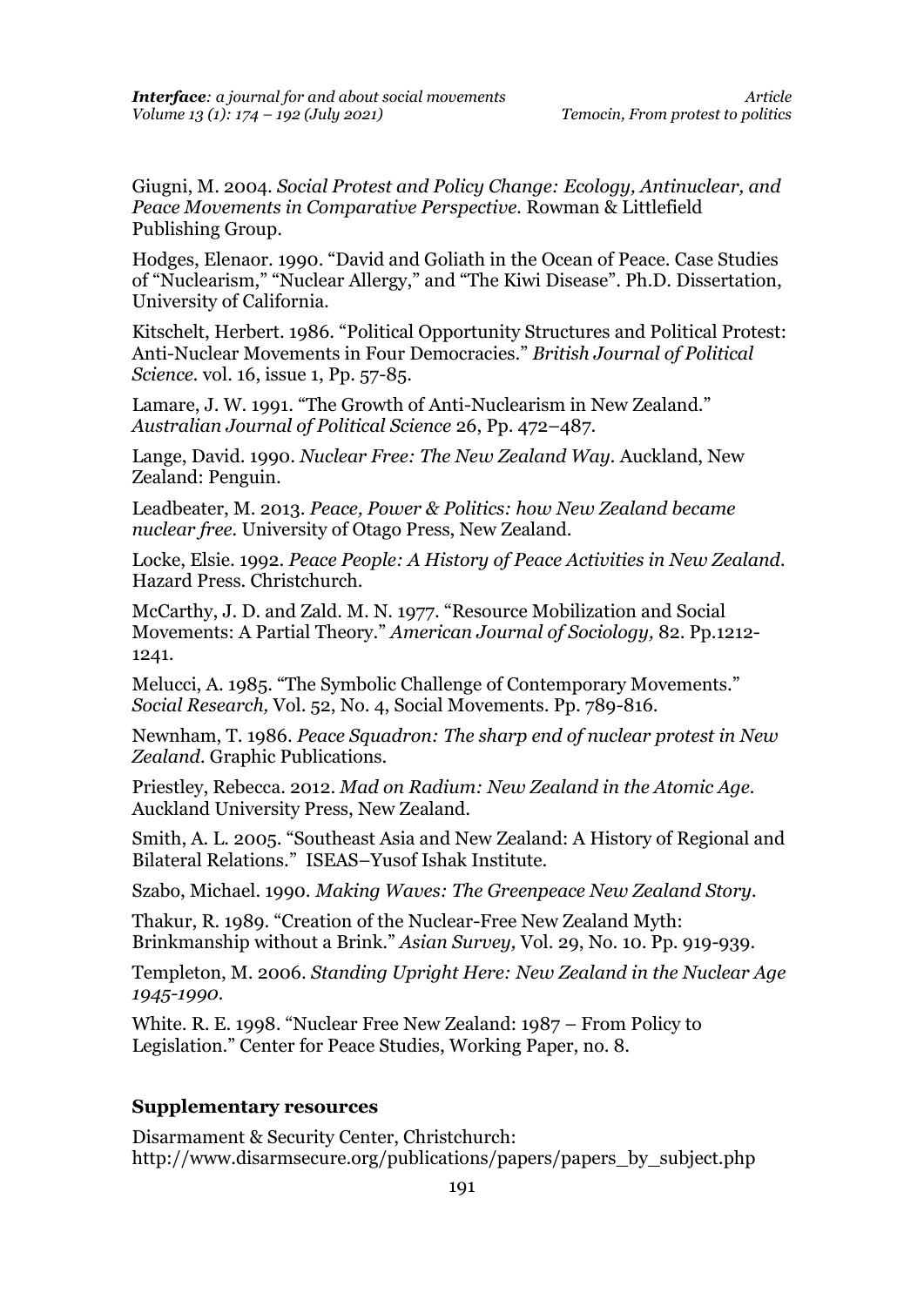Giugni, M. 2004. *Social Protest and Policy Change: Ecology, Antinuclear, and Peace Movements in Comparative Perspective.* Rowman & Littlefield Publishing Group.

Hodges, Elenaor. 1990. "David and Goliath in the Ocean of Peace. Case Studies of "Nuclearism," "Nuclear Allergy," and "The Kiwi Disease". Ph.D. Dissertation, University of California.

Kitschelt, Herbert. 1986. "Political Opportunity Structures and Political Protest: Anti-Nuclear Movements in Four Democracies." *British Journal of Political Science.* vol. 16, issue 1, Pp. 57-85.

Lamare, J. W. 1991. "The Growth of Anti-Nuclearism in New Zealand." *Australian Journal of Political Science* 26, Pp. 472–487.

Lange, David. 1990. *Nuclear Free: The New Zealand Way.* Auckland, New Zealand: Penguin.

Leadbeater, M. 2013. *Peace, Power & Politics: how New Zealand became nuclear free.* University of Otago Press, New Zealand.

Locke, Elsie. 1992. *Peace People: A History of Peace Activities in New Zealand.* Hazard Press. Christchurch.

McCarthy, J. D. and Zald. M. N. 1977. "Resource Mobilization and Social Movements: A Partial Theory." *American Journal of Sociology,* 82. Pp.1212-1241.

Melucci, A. 1985. "The Symbolic Challenge of Contemporary Movements." *Social Research,* Vol. 52, No. 4, Social Movements. Pp. 789-816.

Newnham, T. 1986. *Peace Squadron: The sharp end of nuclear protest in New Zealand.* Graphic Publications.

Priestley, Rebecca. 2012. *Mad on Radium: New Zealand in the Atomic Age.* Auckland University Press, New Zealand.

Smith, A. L. 2005. "Southeast Asia and New Zealand: A History of Regional and Bilateral Relations." ISEAS–Yusof Ishak Institute.

Szabo, Michael. 1990. *Making Waves: The Greenpeace New Zealand Story.*

Thakur, R. 1989. "Creation of the Nuclear-Free New Zealand Myth: Brinkmanship without a Brink." *Asian Survey,* Vol. 29, No. 10. Pp. 919-939.

Templeton, M. 2006. *Standing Upright Here: New Zealand in the Nuclear Age 1945-1990.*

White. R. E. 1998. "Nuclear Free New Zealand: 1987 – From Policy to Legislation." Center for Peace Studies, Working Paper, no. 8.

## Supplementary resources

Disarmament & Security Center, Christchurch: http://www.disarmsecure.org/publications/papers/papers_by_subject.php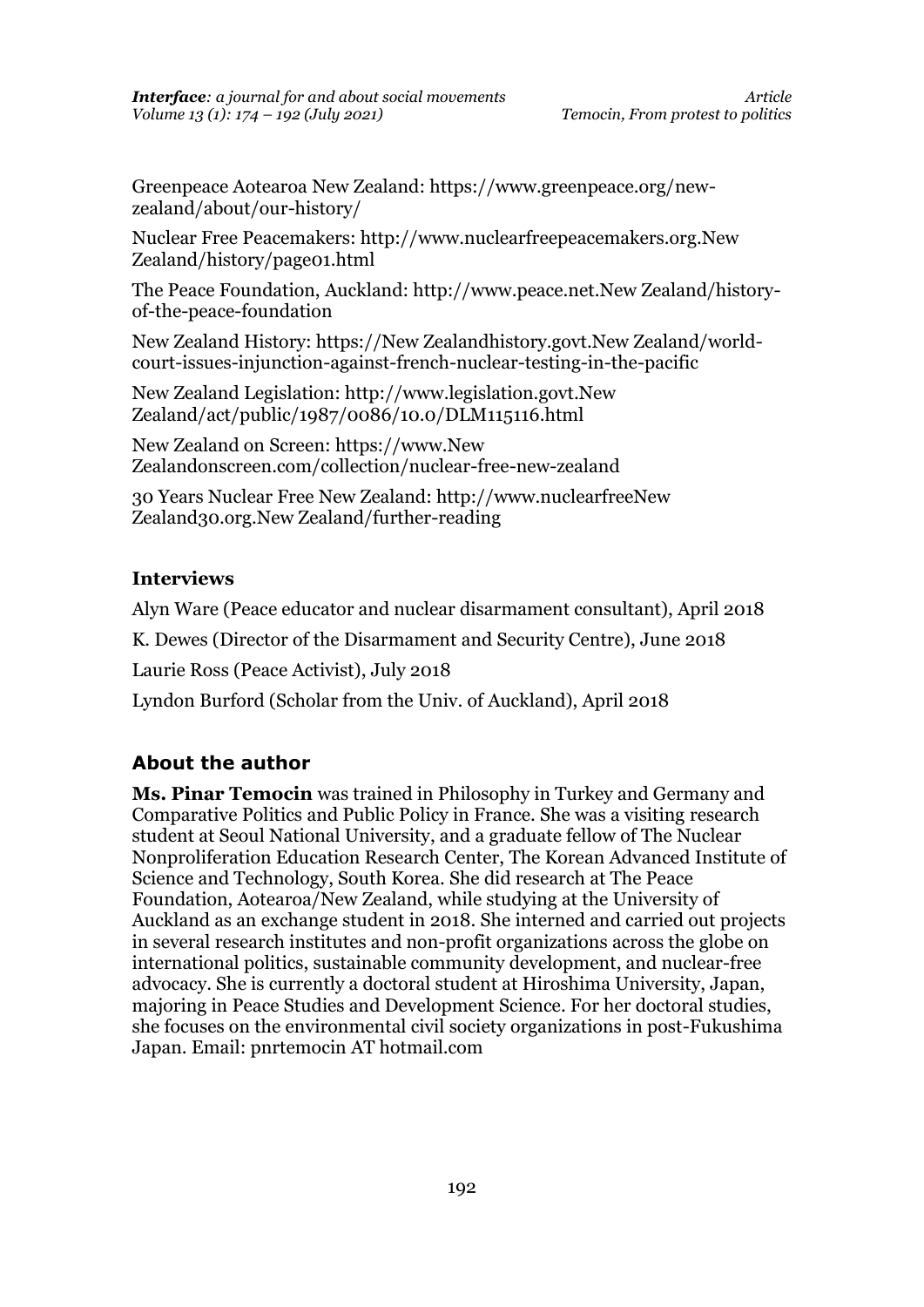Greenpeace Aotearoa New Zealand: https://www.greenpeace.org/new-zealand/about/our-history/

Nuclear Free Peacemakers: http://www.nuclearfreepeacemakers.org.New Zealand/history/page01.html

The Peace Foundation, Auckland: http://www.peace.net.New Zealand/history-of-the-peace-foundation

New Zealand History: https://New Zealandhistory.govt.New Zealand/world-court-issues-injunction-against-french-nuclear-testing-in-the-pacific

New Zealand Legislation: http://www.legislation.govt.New Zealand/act/public/1987/0086/10.0/DLM115116.html

New Zealand on Screen: https://www.New Zealandonscreen.com/collection/nuclear-free-new-zealand

30 Years Nuclear Free New Zealand: http://www.nuclearfreeNew Zealand30.org.New Zealand/further-reading

### Interviews

Alyn Ware (Peace educator and nuclear disarmament consultant), April 2018

K. Dewes (Director of the Disarmament and Security Centre), June 2018

Laurie Ross (Peace Activist), July 2018

Lyndon Burford (Scholar from the Univ. of Auckland), April 2018

## About the author

**Ms. Pinar Temocin** was trained in Philosophy in Turkey and Germany and Comparative Politics and Public Policy in France. She was a visiting research student at Seoul National University, and a graduate fellow of The Nuclear Nonproliferation Education Research Center, The Korean Advanced Institute of Science and Technology, South Korea. She did research at The Peace Foundation, Aotearoa/New Zealand, while studying at the University of Auckland as an exchange student in 2018. She interned and carried out projects in several research institutes and non-profit organizations across the globe on international politics, sustainable community development, and nuclear-free advocacy. She is currently a doctoral student at Hiroshima University, Japan, majoring in Peace Studies and Development Science. For her doctoral studies, she focuses on the environmental civil society organizations in post-Fukushima Japan. Email: pnrtemocin AT hotmail.com